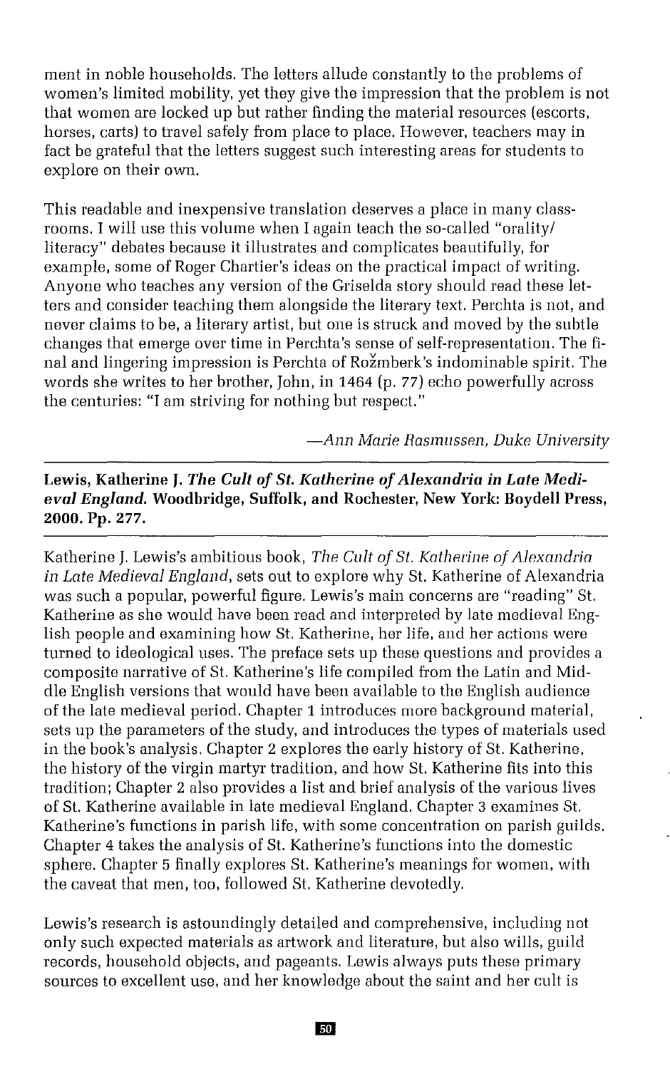ment in noble households. The letters allude constantly to the problems of women's limited mobility, yet they give the impression that the problem is not that women are locked up but rather finding the material resources (escorts, horses, carts) to travel safely from place to place. However, teachers may in fact be grateful that the letters suggest such interesting areas for students to explore on their own.

This readable and inexpensive translation deserves a place in many classrooms. I will use this volume when I again teach the so-called "orality/literacy" debates because it illustrates and complicates beautifully, for example, some of Roger Chartier's ideas on the practical impact of writing. Anyone who teaches any version of the Griselda story should read these letters and consider teaching them alongside the literary text. Perchta is not, and never claims to be, a literary artist, but one is struck and moved by the subtle changes that emerge over time in Perchta's sense of self-representation. The final and lingering impression is Perchta of Rožmberk's indominable spirit. The words she writes to her brother, John, in 1464 (p. 77) echo powerfully across the centuries: "I am striving for nothing but respect."

*—Ann Marie Rasmussen, Duke University*

---

**Lewis, Katherine J. *The Cult of St. Katherine of Alexandria in Late Medieval England*. Woodbridge, Suffolk, and Rochester, New York: Boydell Press, 2000. Pp. 277.**

---

Katherine J. Lewis's ambitious book, *The Cult of St. Katherine of Alexandria in Late Medieval England*, sets out to explore why St. Katherine of Alexandria was such a popular, powerful figure. Lewis's main concerns are "reading" St. Katherine as she would have been read and interpreted by late medieval English people and examining how St. Katherine, her life, and her actions were turned to ideological uses. The preface sets up these questions and provides a composite narrative of St. Katherine's life compiled from the Latin and Middle English versions that would have been available to the English audience of the late medieval period. Chapter 1 introduces more background material, sets up the parameters of the study, and introduces the types of materials used in the book's analysis. Chapter 2 explores the early history of St. Katherine, the history of the virgin martyr tradition, and how St. Katherine fits into this tradition; Chapter 2 also provides a list and brief analysis of the various lives of St. Katherine available in late medieval England. Chapter 3 examines St. Katherine's functions in parish life, with some concentration on parish guilds. Chapter 4 takes the analysis of St. Katherine's functions into the domestic sphere. Chapter 5 finally explores St. Katherine's meanings for women, with the caveat that men, too, followed St. Katherine devotedly.

Lewis's research is astoundingly detailed and comprehensive, including not only such expected materials as artwork and literature, but also wills, guild records, household objects, and pageants. Lewis always puts these primary sources to excellent use, and her knowledge about the saint and her cult is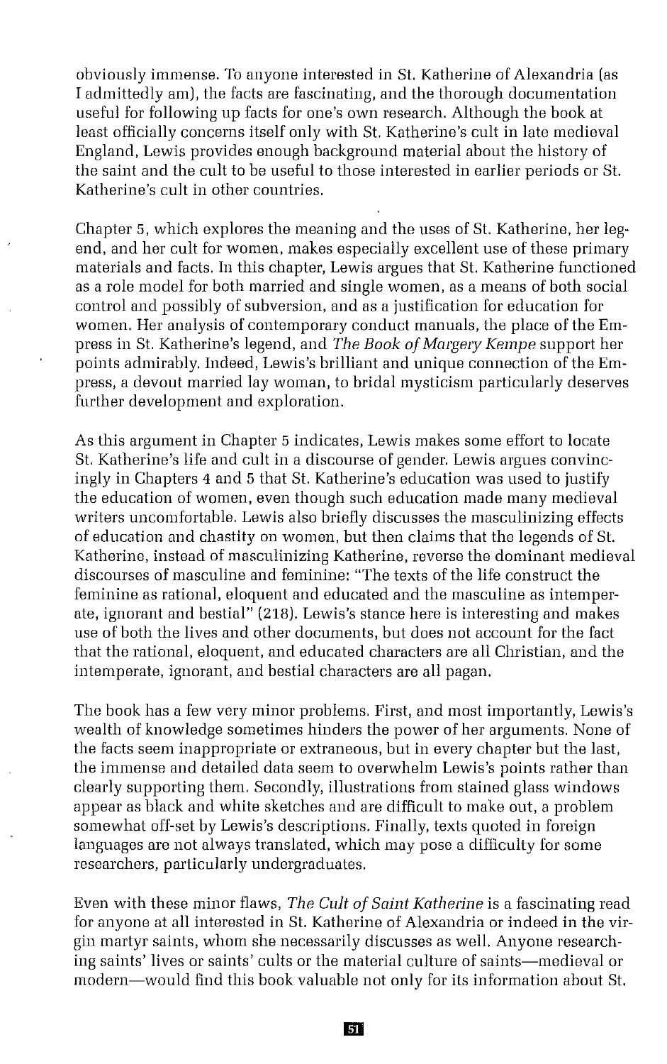obviously immense. To anyone interested in St. Katherine of Alexandria (as I admittedly am), the facts are fascinating, and the thorough documentation useful for following up facts for one's own research. Although the book at least officially concerns itself only with St. Katherine's cult in late medieval England, Lewis provides enough background material about the history of the saint and the cult to be useful to those interested in earlier periods or St. Katherine's cult in other countries.

Chapter 5, which explores the meaning and the uses of St. Katherine, her legend, and her cult for women, makes especially excellent use of these primary materials and facts. In this chapter, Lewis argues that St. Katherine functioned as a role model for both married and single women, as a means of both social control and possibly of subversion, and as a justification for education for women. Her analysis of contemporary conduct manuals, the place of the Empress in St. Katherine's legend, and *The Book of Margery Kempe* support her points admirably. Indeed, Lewis's brilliant and unique connection of the Empress, a devout married lay woman, to bridal mysticism particularly deserves further development and exploration.

As this argument in Chapter 5 indicates, Lewis makes some effort to locate St. Katherine's life and cult in a discourse of gender. Lewis argues convincingly in Chapters 4 and 5 that St. Katherine's education was used to justify the education of women, even though such education made many medieval writers uncomfortable. Lewis also briefly discusses the masculinizing effects of education and chastity on women, but then claims that the legends of St. Katherine, instead of masculinizing Katherine, reverse the dominant medieval discourses of masculine and feminine: "The texts of the life construct the feminine as rational, eloquent and educated and the masculine as intemperate, ignorant and bestial" (218). Lewis's stance here is interesting and makes use of both the lives and other documents, but does not account for the fact that the rational, eloquent, and educated characters are all Christian, and the intemperate, ignorant, and bestial characters are all pagan.

The book has a few very minor problems. First, and most importantly, Lewis's wealth of knowledge sometimes hinders the power of her arguments. None of the facts seem inappropriate or extraneous, but in every chapter but the last, the immense and detailed data seem to overwhelm Lewis's points rather than clearly supporting them. Secondly, illustrations from stained glass windows appear as black and white sketches and are difficult to make out, a problem somewhat off-set by Lewis's descriptions. Finally, texts quoted in foreign languages are not always translated, which may pose a difficulty for some researchers, particularly undergraduates.

Even with these minor flaws, *The Cult of Saint Katherine* is a fascinating read for anyone at all interested in St. Katherine of Alexandria or indeed in the virgin martyr saints, whom she necessarily discusses as well. Anyone researching saints' lives or saints' cults or the material culture of saints—medieval or modern—would find this book valuable not only for its information about St.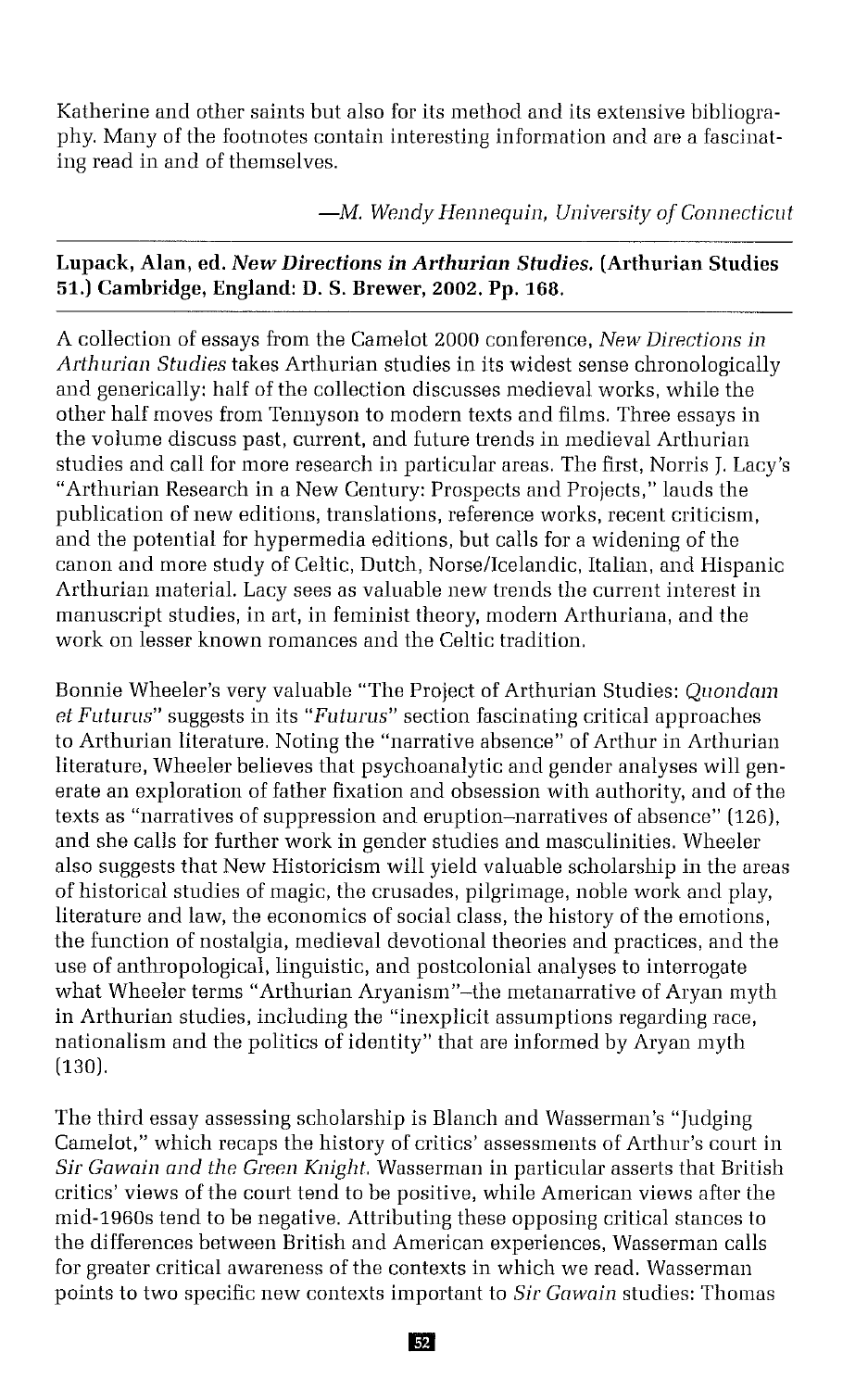Katherine and other saints but also for its method and its extensive bibliography. Many of the footnotes contain interesting information and are a fascinating read in and of themselves.

—*M. Wendy Hennequin, University of Connecticut*

---

**Lupack, Alan, ed. *New Directions in Arthurian Studies.* (Arthurian Studies 51.) Cambridge, England: D. S. Brewer, 2002. Pp. 168.**

---

A collection of essays from the Camelot 2000 conference, *New Directions in Arthurian Studies* takes Arthurian studies in its widest sense chronologically and generically: half of the collection discusses medieval works, while the other half moves from Tennyson to modern texts and films. Three essays in the volume discuss past, current, and future trends in medieval Arthurian studies and call for more research in particular areas. The first, Norris J. Lacy's "Arthurian Research in a New Century: Prospects and Projects," lauds the publication of new editions, translations, reference works, recent criticism, and the potential for hypermedia editions, but calls for a widening of the canon and more study of Celtic, Dutch, Norse/Icelandic, Italian, and Hispanic Arthurian material. Lacy sees as valuable new trends the current interest in manuscript studies, in art, in feminist theory, modern Arthuriana, and the work on lesser known romances and the Celtic tradition.

Bonnie Wheeler's very valuable "The Project of Arthurian Studies: *Quondam et Futurus*" suggests in its "*Futurus*" section fascinating critical approaches to Arthurian literature. Noting the "narrative absence" of Arthur in Arthurian literature, Wheeler believes that psychoanalytic and gender analyses will generate an exploration of father fixation and obsession with authority, and of the texts as "narratives of suppression and eruption–narratives of absence" (126), and she calls for further work in gender studies and masculinities. Wheeler also suggests that New Historicism will yield valuable scholarship in the areas of historical studies of magic, the crusades, pilgrimage, noble work and play, literature and law, the economics of social class, the history of the emotions, the function of nostalgia, medieval devotional theories and practices, and the use of anthropological, linguistic, and postcolonial analyses to interrogate what Wheeler terms "Arthurian Aryanism"–the metanarrative of Aryan myth in Arthurian studies, including the "inexplicit assumptions regarding race, nationalism and the politics of identity" that are informed by Aryan myth (130).

The third essay assessing scholarship is Blanch and Wasserman's "Judging Camelot," which recaps the history of critics' assessments of Arthur's court in *Sir Gawain and the Green Knight.* Wasserman in particular asserts that British critics' views of the court tend to be positive, while American views after the mid-1960s tend to be negative. Attributing these opposing critical stances to the differences between British and American experiences, Wasserman calls for greater critical awareness of the contexts in which we read. Wasserman points to two specific new contexts important to *Sir Gawain* studies: Thomas